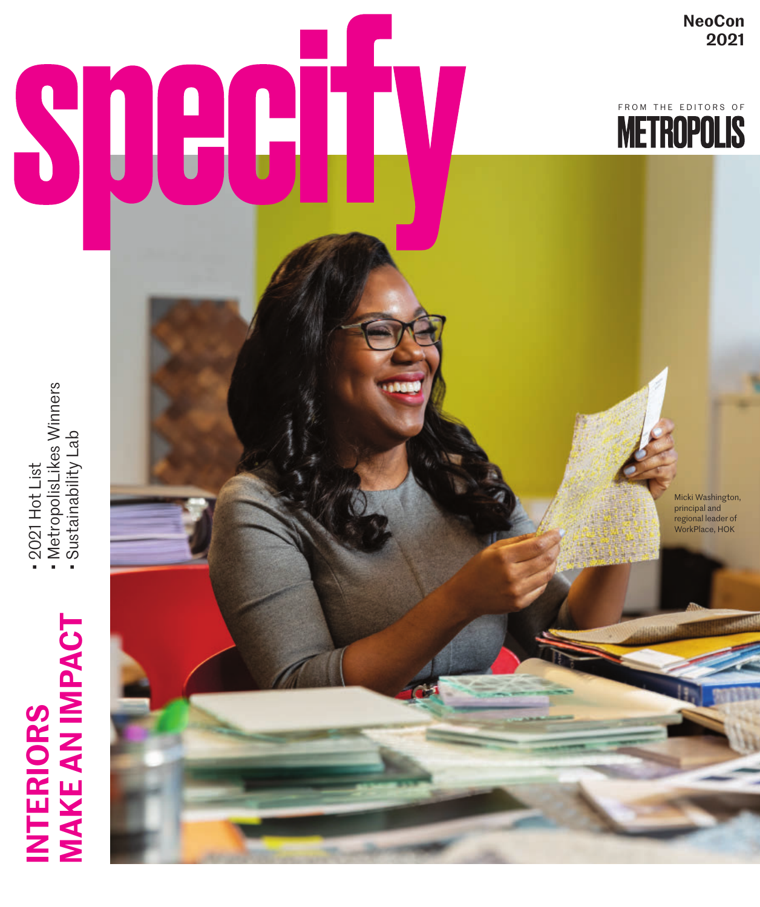NeoCon 2021

# specify

FROM THE EDITORS OF METROPOLIS

Micki Washington, principal and regional leader of WorkPlace, HOK

## INTERIORS MAKE AN IMPACT

- 2021 Hot List
- MetropolisLikes Winners
- Sustainability Lab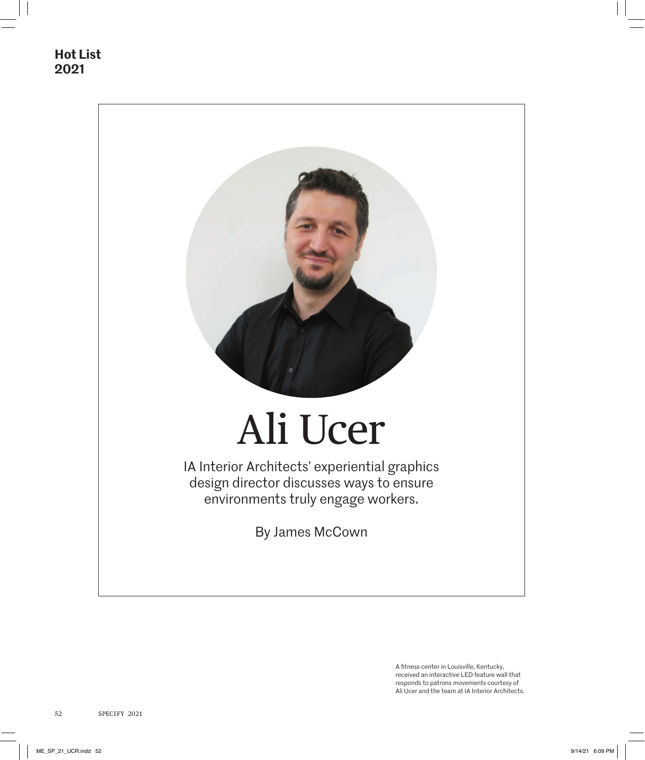# Ali Ucer

IA Interior Architects' experiential graphics design director discusses ways to ensure environments truly engage workers.

By James McCown

A fitness center in Louisville, Kentucky, received an interactive LED feature wall that responds to patrons movements courtesy of Ali Ucer and the team at IA Interior Architects.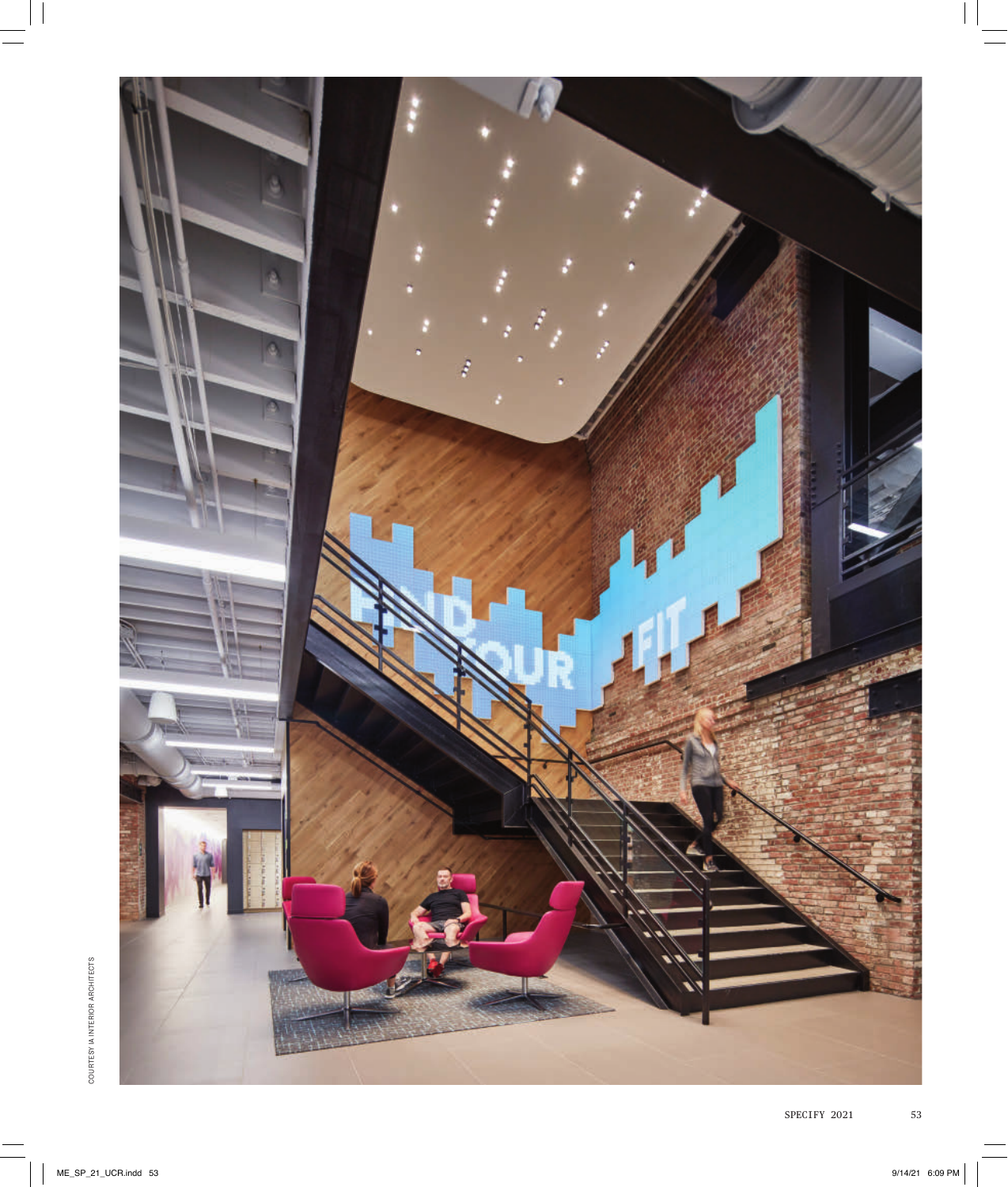COURTESY IA INTERIOR ARCHITECTS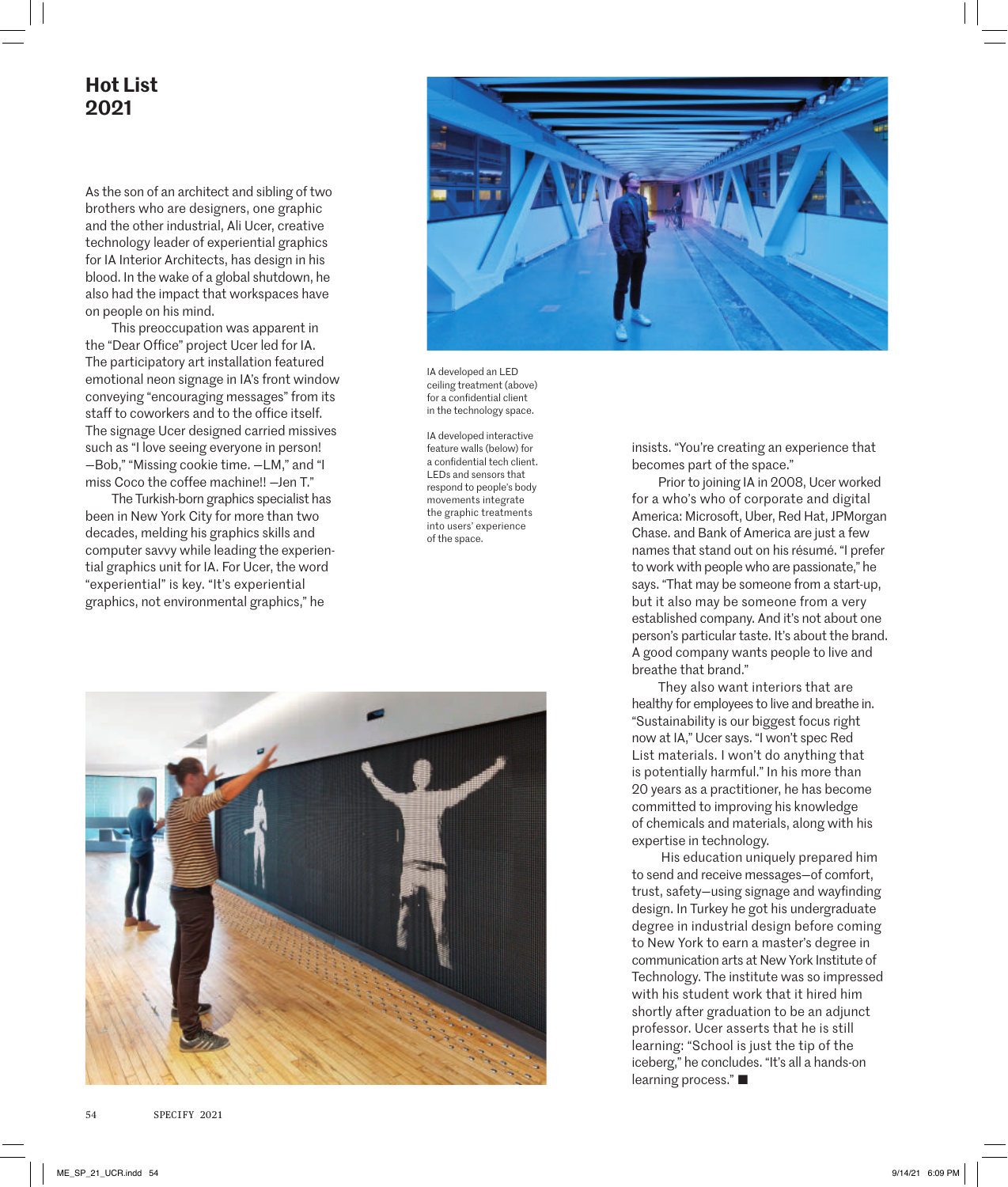# Hot List 2021

As the son of an architect and sibling of two brothers who are designers, one graphic and the other industrial, Ali Ucer, creative technology leader of experiential graphics for IA Interior Architects, has design in his blood. In the wake of a global shutdown, he also had the impact that workspaces have on people on his mind.

This preoccupation was apparent in the "Dear Office" project Ucer led for IA. The participatory art installation featured emotional neon signage in IA's front window conveying "encouraging messages" from its staff to coworkers and to the office itself. The signage Ucer designed carried missives such as "I love seeing everyone in person! —Bob," "Missing cookie time. —LM," and "I miss Coco the coffee machine!! —Jen T."

The Turkish-born graphics specialist has been in New York City for more than two decades, melding his graphics skills and computer savvy while leading the experiential graphics unit for IA. For Ucer, the word "experiential" is key. "It's experiential graphics, not environmental graphics," he insists. "You're creating an experience that becomes part of the space."

IA developed an LED ceiling treatment (above) for a confidential client in the technology space.

IA developed interactive feature walls (below) for a confidential tech client. LEDs and sensors that respond to people's body movements integrate the graphic treatments into users' experience of the space.

Prior to joining IA in 2008, Ucer worked for a who's who of corporate and digital America: Microsoft, Uber, Red Hat, JPMorgan Chase. and Bank of America are just a few names that stand out on his résumé. "I prefer to work with people who are passionate," he says. "That may be someone from a start-up, but it also may be someone from a very established company. And it's not about one person's particular taste. It's about the brand. A good company wants people to live and breathe that brand."

They also want interiors that are healthy for employees to live and breathe in. "Sustainability is our biggest focus right now at IA," Ucer says. "I won't spec Red List materials. I won't do anything that is potentially harmful." In his more than 20 years as a practitioner, he has become committed to improving his knowledge of chemicals and materials, along with his expertise in technology.

His education uniquely prepared him to send and receive messages—of comfort, trust, safety—using signage and wayfinding design. In Turkey he got his undergraduate degree in industrial design before coming to New York to earn a master's degree in communication arts at New York Institute of Technology. The institute was so impressed with his student work that it hired him shortly after graduation to be an adjunct professor. Ucer asserts that he is still learning: "School is just the tip of the iceberg," he concludes. "It's all a hands-on learning process." ■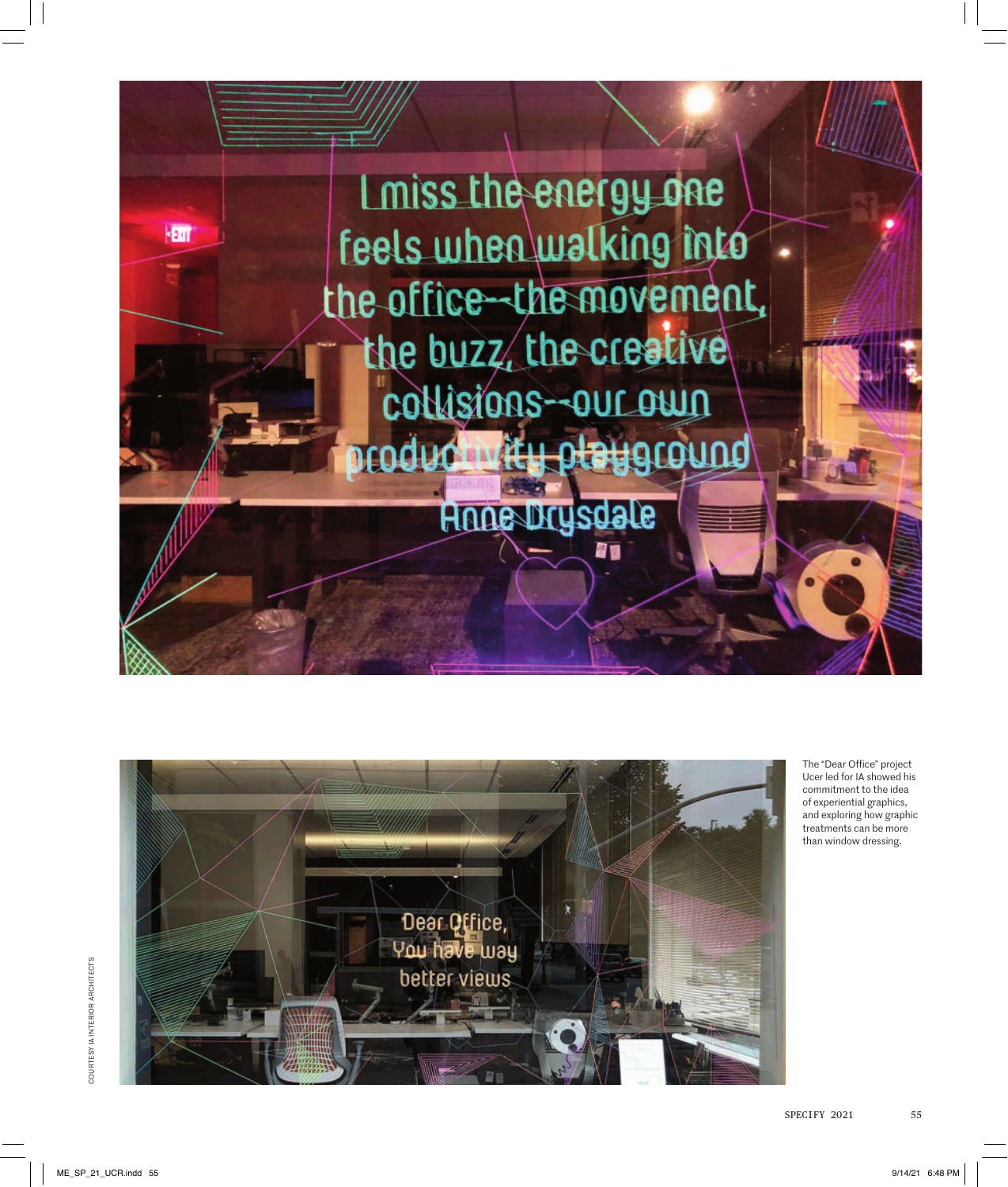The "Dear Office" project Ucer led for IA showed his commitment to the idea of experiential graphics, and exploring how graphic treatments can be more than window dressing.

COURTESY IA INTERIOR ARCHITECTS